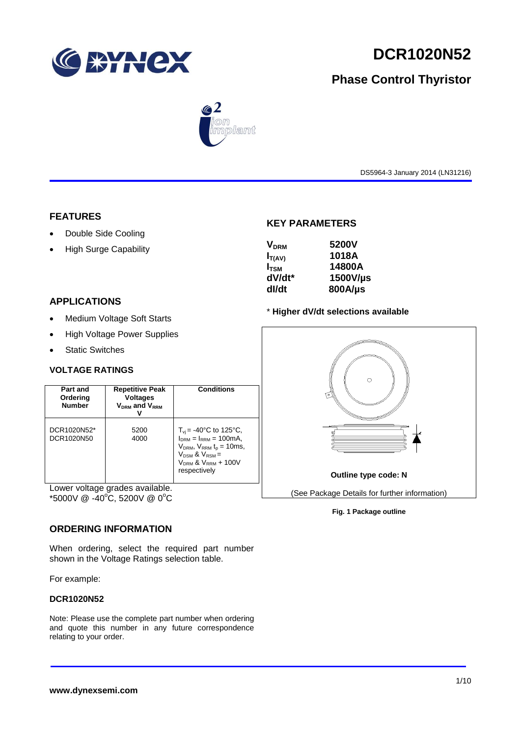# DCR1020N52

## Phase Control Thyristor

DS5964-3 January 2014 (LN31216)

## FEATURES

- Double Side Cooling
- High Surge Capability

## APPLICATIONS

- Medium Voltage Soft Starts
- High Voltage Power Supplies
- Static Switches

## KEY PARAMETERS

| | |
|---|---|
| $V_{DRM}$ | 5200V |
| $I_{T(AV)}$ | 1018A |
| $I_{TSM}$ | 14800A |
| dV/dt* | 1500V/µs |
| dI/dt | 800A/µs |

\* **Higher dV/dt selections available**

### VOLTAGE RATINGS

| Part and Ordering Number | Repetitive Peak Voltages $V_{DRM}$ and $V_{RRM}$ V | Conditions |
|---|---|---|
| DCR1020N52*<br>DCR1020N50 | 5200<br>4000 | $T_{vj}$ = -40°C to 125°C, $I_{DRM}$ = $I_{RRM}$ = 100mA, $V_{DRM}$, $V_{RRM}$ $t_p$ = 10ms, $V_{DSM}$ & $V_{RSM}$ = $V_{DRM}$ & $V_{RRM}$ + 100V respectively |

Lower voltage grades available.
*5000V @ -40°C, 5200V @ 0°C

**Outline type code: N**

(See Package Details for further information)

**Fig. 1 Package outline**

## ORDERING INFORMATION

When ordering, select the required part number shown in the Voltage Ratings selection table.

For example:

**DCR1020N52**

Note: Please use the complete part number when ordering and quote this number in any future correspondence relating to your order.

**www.dynexsemi.com**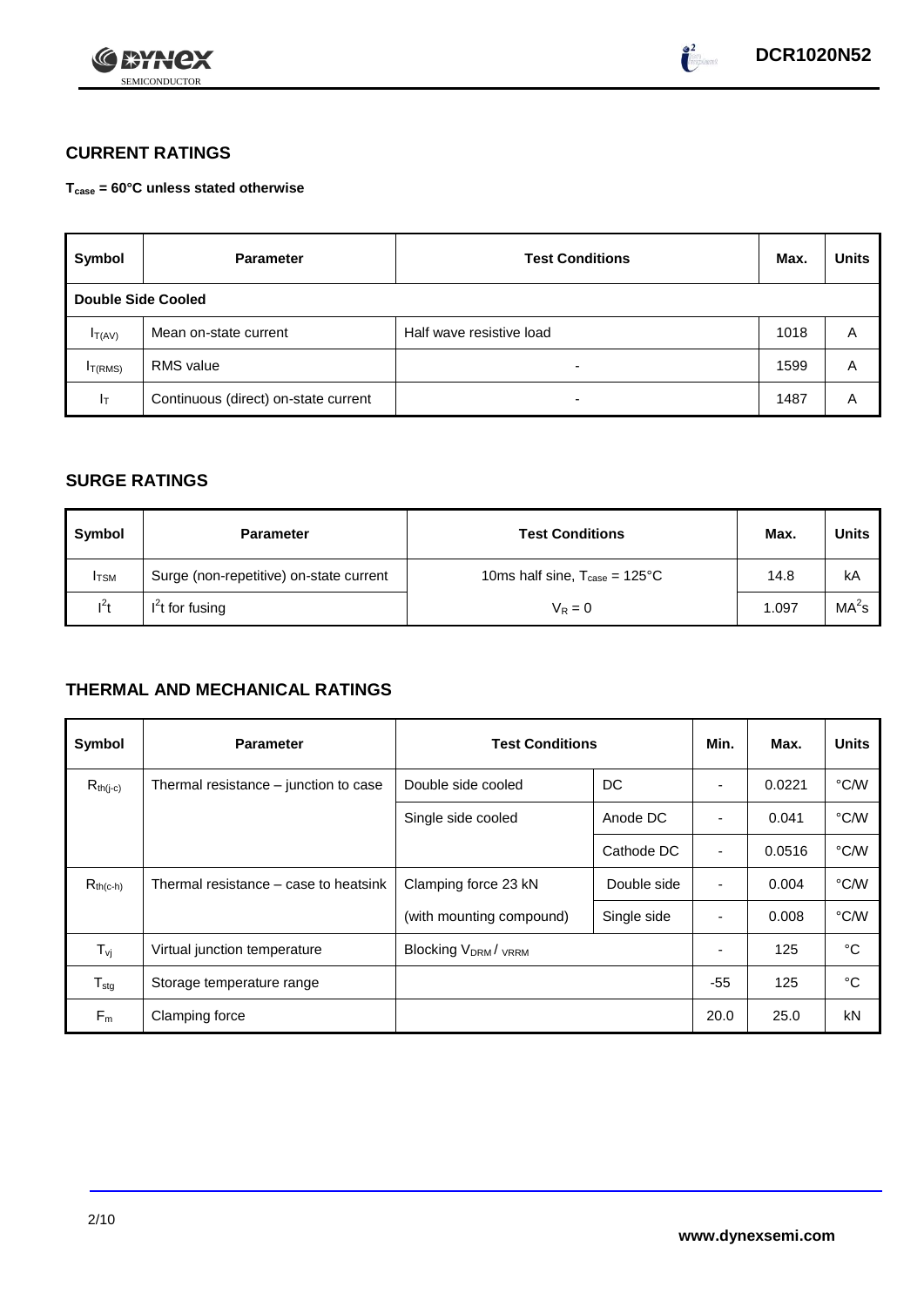## CURRENT RATINGS

**$T_{case}$ = 60°C unless stated otherwise**

| Symbol | Parameter | Test Conditions | Max. | Units |
|---|---|---|---|---|
| **Double Side Cooled** | | | | |
| $I_{T(AV)}$ | Mean on-state current | Half wave resistive load | 1018 | A |
| $I_{T(RMS)}$ | RMS value | - | 1599 | A |
| $I_T$ | Continuous (direct) on-state current | - | 1487 | A |

## SURGE RATINGS

| Symbol | Parameter | Test Conditions | Max. | Units |
|---|---|---|---|---|
| $I_{TSM}$ | Surge (non-repetitive) on-state current | 10ms half sine, $T_{case}$ = 125°C | 14.8 | kA |
| $I^2t$ | $I^2t$ for fusing | $V_R = 0$ | 1.097 | $MA^2s$ |

## THERMAL AND MECHANICAL RATINGS

| Symbol | Parameter | Test Conditions | | Min. | Max. | Units |
|---|---|---|---|---|---|---|
| $R_{th(j-c)}$ | Thermal resistance – junction to case | Double side cooled | DC | - | 0.0221 | °C/W |
| | | Single side cooled | Anode DC | - | 0.041 | °C/W |
| | | | Cathode DC | - | 0.0516 | °C/W |
| $R_{th(c-h)}$ | Thermal resistance – case to heatsink | Clamping force 23 kN | Double side | - | 0.004 | °C/W |
| | | (with mounting compound) | Single side | - | 0.008 | °C/W |
| $T_{vj}$ | Virtual junction temperature | Blocking $V_{DRM}$ / $V_{RRM}$ | | - | 125 | °C |
| $T_{stg}$ | Storage temperature range | | | -55 | 125 | °C |
| $F_m$ | Clamping force | | | 20.0 | 25.0 | kN |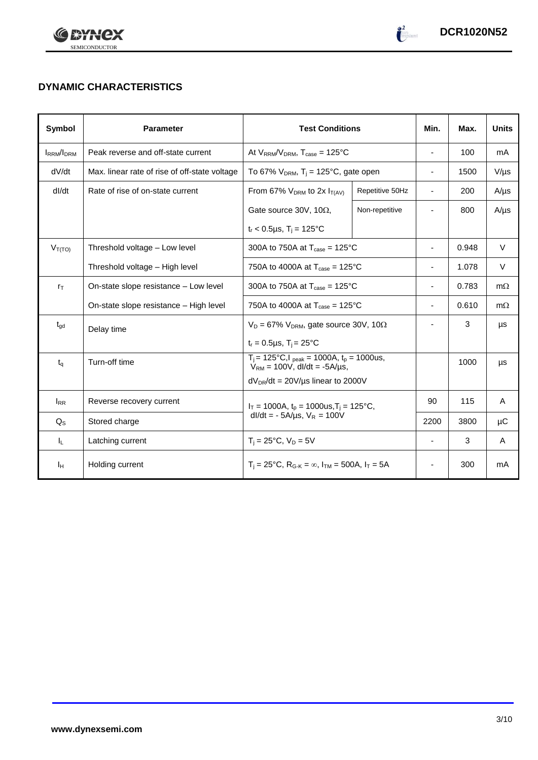## DYNAMIC CHARACTERISTICS

| Symbol | Parameter | Test Conditions | | Min. | Max. | Units |
|---|---|---|---|---|---|---|
| $I_{RRM}/I_{DRM}$ | Peak reverse and off-state current | At $V_{RRM}/V_{DRM}$, $T_{case}$ = 125°C | | - | 100 | mA |
| dV/dt | Max. linear rate of rise of off-state voltage | To 67% $V_{DRM}$, $T_j$ = 125°C, gate open | | - | 1500 | V/µs |
| dI/dt | Rate of rise of on-state current | From 67% $V_{DRM}$ to 2x $I_{T(AV)}$ | Repetitive 50Hz | - | 200 | A/µs |
| | | Gate source 30V, 10Ω, | Non-repetitive | - | 800 | A/µs |
| | | $t_r$ < 0.5µs, $T_j$ = 125°C | | | | |
| $V_{T(TO)}$ | Threshold voltage – Low level | 300A to 750A at $T_{case}$ = 125°C | | - | 0.948 | V |
| | Threshold voltage – High level | 750A to 4000A at $T_{case}$ = 125°C | | - | 1.078 | V |
| $r_T$ | On-state slope resistance – Low level | 300A to 750A at $T_{case}$ = 125°C | | - | 0.783 | mΩ |
| | On-state slope resistance – High level | 750A to 4000A at $T_{case}$ = 125°C | | - | 0.610 | mΩ |
| $t_{gd}$ | Delay time | $V_D$ = 67% $V_{DRM}$, gate source 30V, 10Ω<br>$t_r$ = 0.5µs, $T_j$ = 25°C | | - | 3 | µs |
| $t_q$ | Turn-off time | $T_j$ = 125°C, $I_{peak}$ = 1000A, $t_p$ = 1000us, $V_{RM}$ = 100V, dI/dt = -5A/µs,<br>$dV_{DR}/dt$ = 20V/µs linear to 2000V | | | 1000 | µs |
| $I_{RR}$ | Reverse recovery current | $I_T$ = 1000A, $t_p$ = 1000us, $T_j$ = 125°C, dI/dt = - 5A/µs, $V_R$ = 100V | | 90 | 115 | A |
| $Q_S$ | Stored charge | | | 2200 | 3800 | µC |
| $I_L$ | Latching current | $T_j$ = 25°C, $V_D$ = 5V | | - | 3 | A |
| $I_H$ | Holding current | $T_j$ = 25°C, $R_{G-K}$ = ∞, $I_{TM}$ = 500A, $I_T$ = 5A | | - | 300 | mA |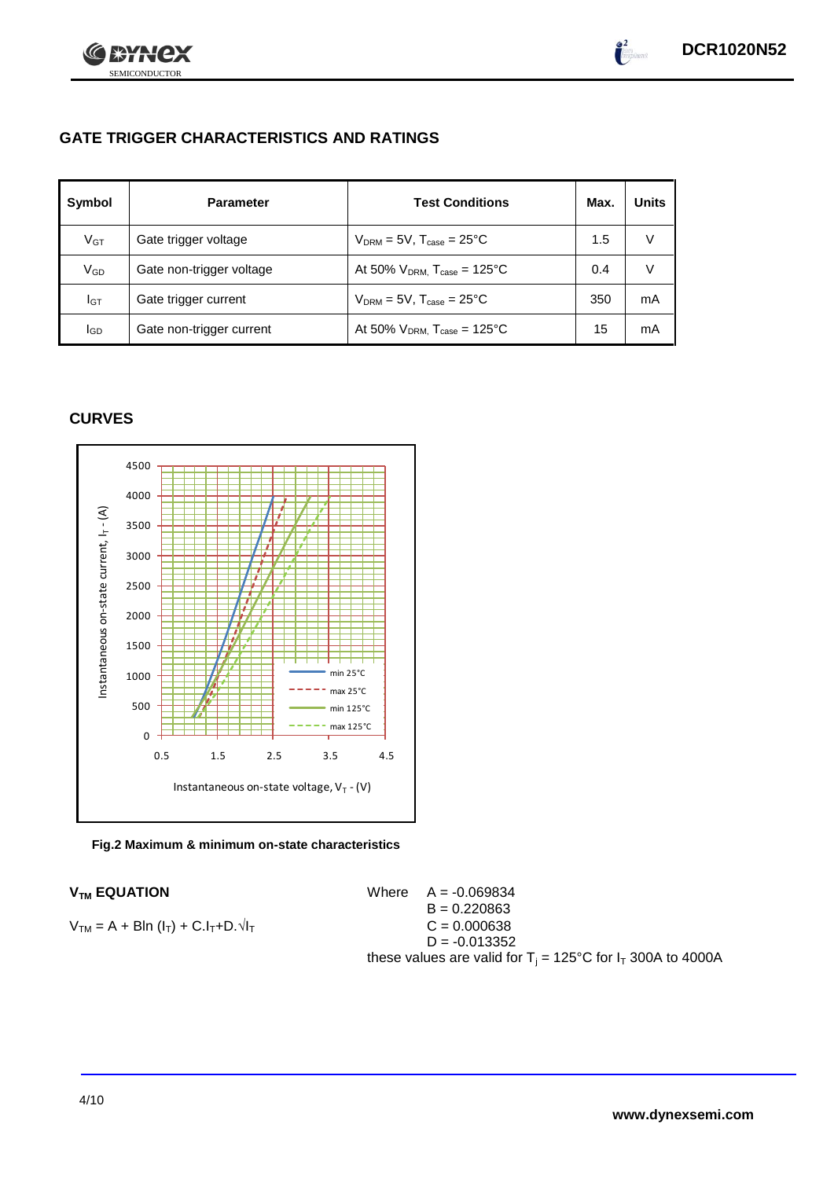## GATE TRIGGER CHARACTERISTICS AND RATINGS

| Symbol | Parameter | Test Conditions | Max. | Units |
|---|---|---|---|---|
| $V_{GT}$ | Gate trigger voltage | $V_{DRM}$ = 5V, $T_{case}$ = 25°C | 1.5 | V |
| $V_{GD}$ | Gate non-trigger voltage | At 50% $V_{DRM,}$ $T_{case}$ = 125°C | 0.4 | V |
| $I_{GT}$ | Gate trigger current | $V_{DRM}$ = 5V, $T_{case}$ = 25°C | 350 | mA |
| $I_{GD}$ | Gate non-trigger current | At 50% $V_{DRM,}$ $T_{case}$ = 125°C | 15 | mA |

## CURVES

**Fig.2 Maximum & minimum on-state characteristics**

### $V_{TM}$ EQUATION

$$V_{TM} = A + B\ln(I_T) + C.I_T + D.\sqrt{I_T}$$

Where
$A = -0.069834$
$B = 0.220863$
$C = 0.000638$
$D = -0.013352$

these values are valid for $T_j$ = 125°C for $I_T$ 300A to 4000A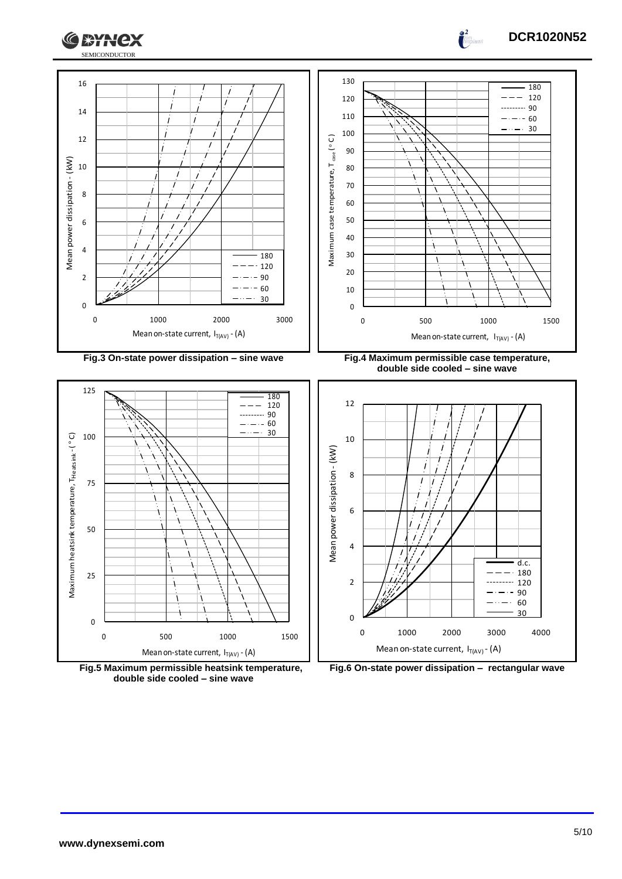Fig.3 On-state power dissipation – sine wave

Fig.4 Maximum permissible case temperature, double side cooled – sine wave

Fig.5 Maximum permissible heatsink temperature, double side cooled – sine wave

Fig.6 On-state power dissipation – rectangular wave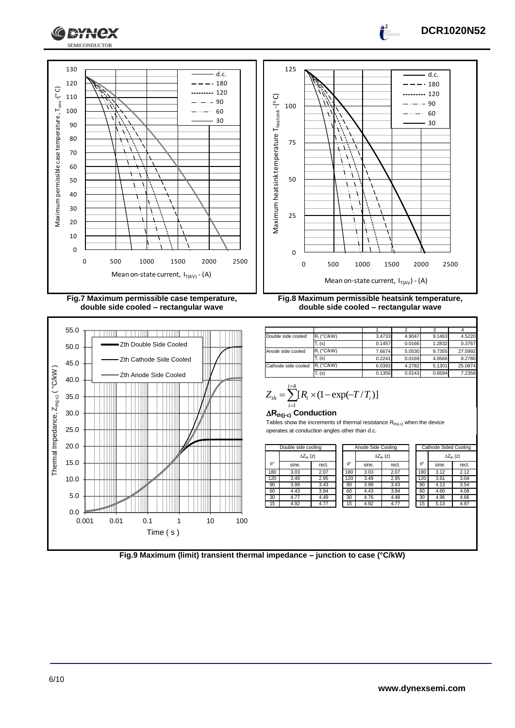Fig.7 Maximum permissible case temperature, double side cooled – rectangular wave

Fig.8 Maximum permissible heatsink temperature, double side cooled – rectangular wave

| | | 1 | 2 | 3 | 4 |
|---|---|---|---|---|---|
| Double side cooled | $R_i$ (°C/kW) | 3.4733 | 4.9047 | 9.1463 | 4.5220 |
| | $T_i$ (s) | 0.1457 | 0.0166 | 1.2832 | 0.3767 |
| Anode side cooled | $R_i$ (°C/kW) | 7.6674 | 5.0530 | 9.7355 | 27.5992 |
| | $T_i$ (s) | 0.2241 | 0.0169 | 4.0566 | 8.2780 |
| Cathode side cooled | $R_i$ (°C/kW) | 6.0393 | 4.2782 | 5.1301 | 25.0874 |
| | $T_i$ (s) | 0.1356 | 0.0143 | 0.6594 | 7.2358 |

$$Z_{th} = \sum_{i=1}^{i=4} [R_i \times (1 - \exp(-T/T_i)]$$

**$\Delta R_{th(j-c)}$ Conduction**

Tables show the increments of thermal resistance $R_{th(j-c)}$ when the device operates at conduction angles other than d.c.

| Double side cooling | | |
|---|---|---|
| | $\Delta Z_{th}$ (z) | |
| θ° | sine. | rect. |
| 180 | 3.03 | 2.07 |
| 120 | 3.49 | 2.95 |
| 90 | 3.99 | 3.43 |
| 60 | 4.43 | 3.94 |
| 30 | 4.77 | 4.49 |
| 15 | 4.92 | 4.77 |

| Anode Side Cooling | | |
|---|---|---|
| | $\Delta Z_{th}$ (z) | |
| θ° | sine. | rect. |
| 180 | 3.03 | 2.07 |
| 120 | 3.49 | 2.95 |
| 90 | 3.99 | 3.43 |
| 60 | 4.43 | 3.94 |
| 30 | 4.76 | 4.48 |
| 15 | 4.92 | 4.77 |

| Cathode Sided Cooling | | |
|---|---|---|
| | $\Delta Z_{th}$ (z) | |
| θ° | sine. | rect. |
| 180 | 3.12 | 2.12 |
| 120 | 3.61 | 3.04 |
| 90 | 4.13 | 3.54 |
| 60 | 4.60 | 4.08 |
| 30 | 4.96 | 4.66 |
| 15 | 5.13 | 4.97 |

Fig.9 Maximum (limit) transient thermal impedance – junction to case (°C/kW)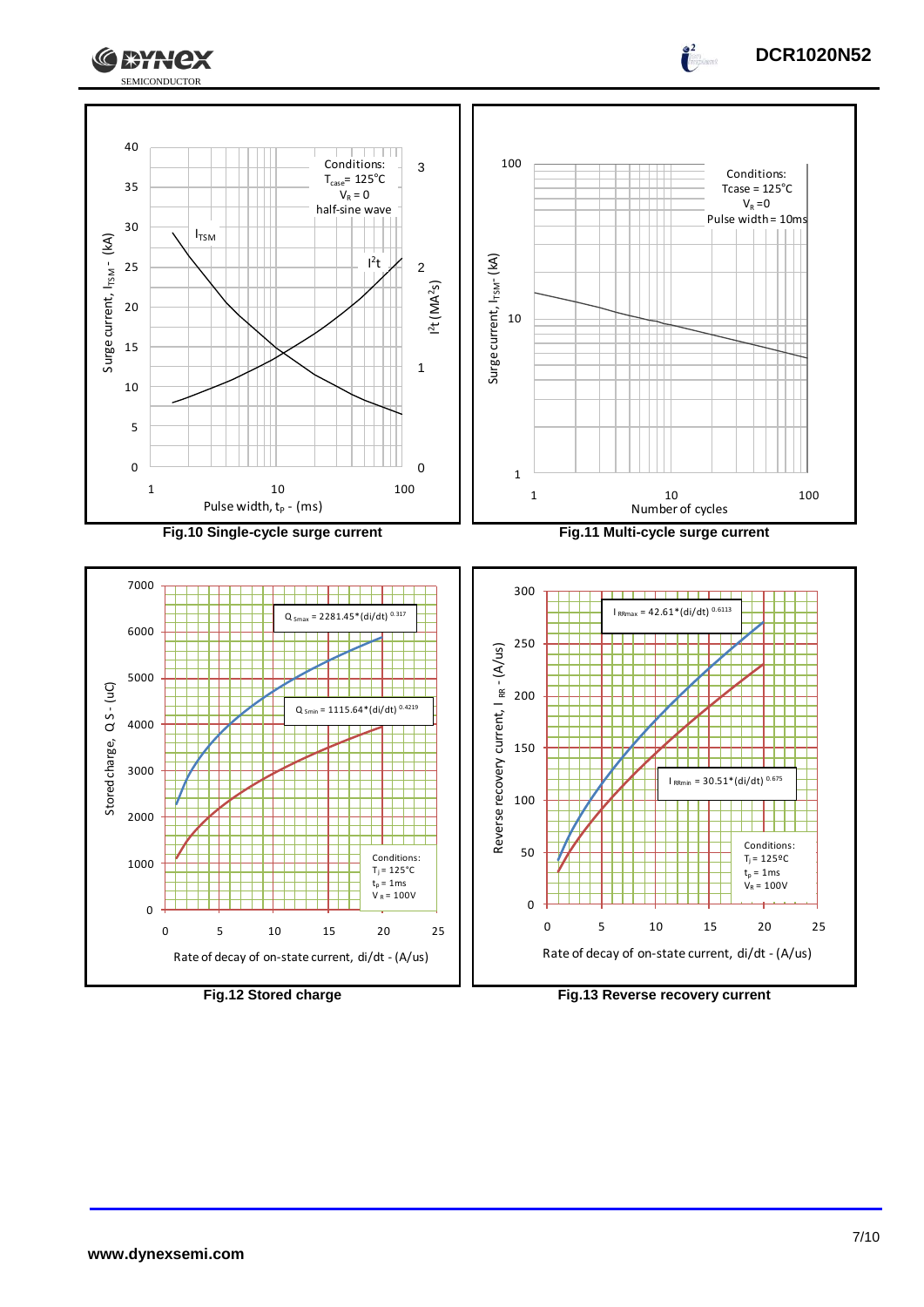Conditions: $T_{case}$ = 125°C, $V_R$ = 0, half-sine wave

Surge current, $I_{TSM}$ - (kA) | $I^2t$ (MA²s) | Pulse width, $t_P$ - (ms)

**Fig.10 Single-cycle surge current**

Conditions: Tcase = 125°C, $V_R$ = 0, Pulse width = 10ms

Surge current, $I_{TSM}$ - (kA) | Number of cycles

**Fig.11 Multi-cycle surge current**

$Q_{Smax} = 2281.45 \cdot (di/dt)^{0.317}$

$Q_{Smin} = 1115.64 \cdot (di/dt)^{0.4219}$

Conditions: $T_j$ = 125°C, $t_p$ = 1ms, $V_R$ = 100V

Stored charge, Q S - (uC) | Rate of decay of on-state current, di/dt - (A/us)

**Fig.12 Stored charge**

$I_{RRmax} = 42.61 \cdot (di/dt)^{0.6113}$

$I_{RRmin} = 30.51 \cdot (di/dt)^{0.675}$

Conditions: $T_j$ = 125ºC, $t_p$ = 1ms, $V_R$ = 100V

Reverse recovery current, $I_{RR}$ - (A/us) | Rate of decay of on-state current, di/dt - (A/us)

**Fig.13 Reverse recovery current**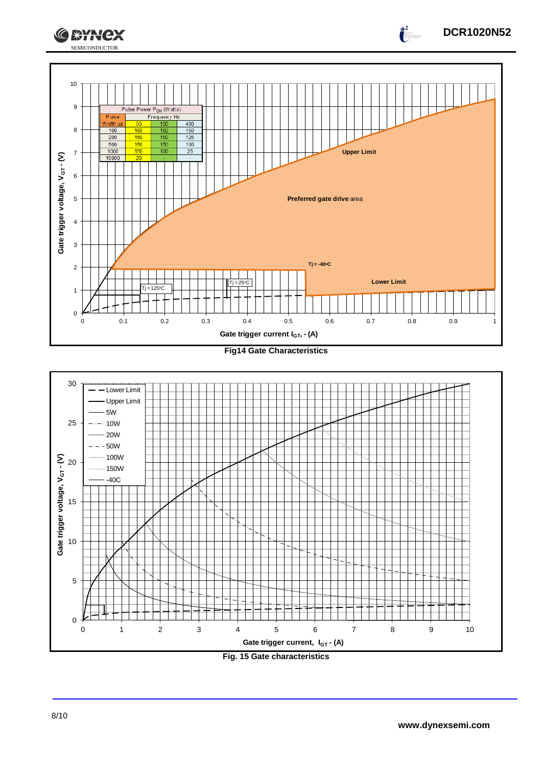| Pulse Width us | Pulse Power $P_{GM}$ (Watts) Frequency Hz 50 | 100 | 400 |
|---|---|---|---|
| 100 | 150 | 150 | 150 |
| 200 | 150 | 150 | 125 |
| 500 | 150 | 150 | 100 |
| 1000 | 150 | 100 | 25 |
| 10000 | 20 | - | - |

Fig14 Gate Characteristics

Fig. 15 Gate characteristics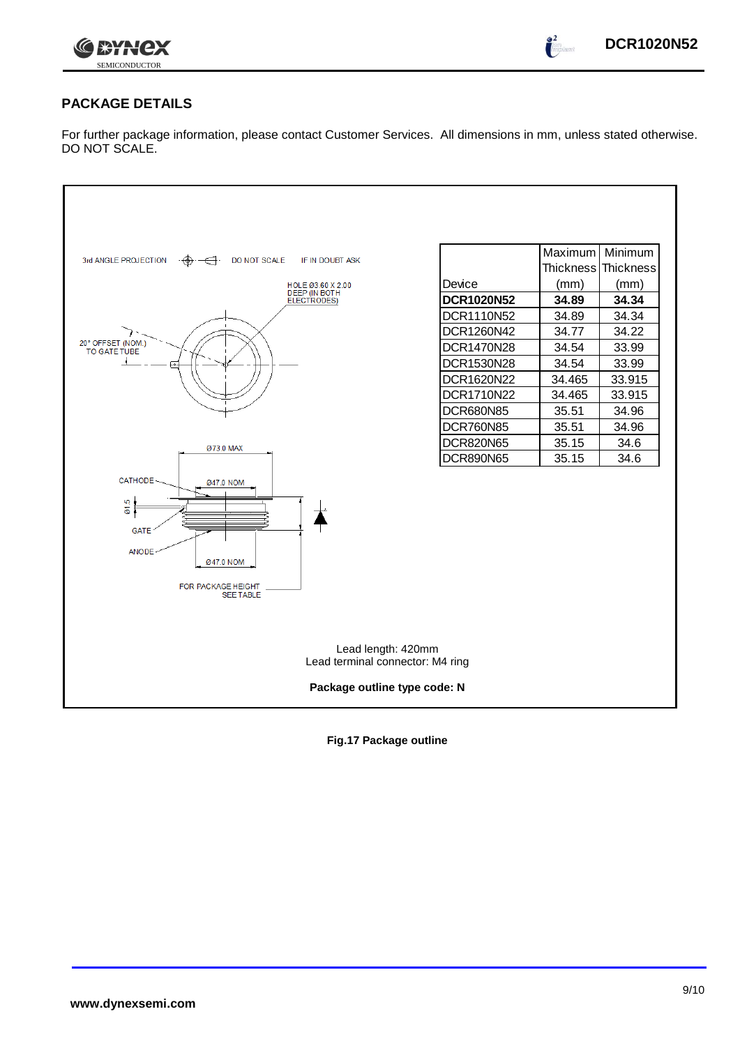## PACKAGE DETAILS

For further package information, please contact Customer Services. All dimensions in mm, unless stated otherwise. DO NOT SCALE.

3rd ANGLE PROJECTION DO NOT SCALE IF IN DOUBT ASK

HOLE Ø3.60 X 2.00 DEEP (IN BOTH ELECTRODES)

20° OFFSET (NOM.) TO GATE TUBE

Ø73.0 MAX

CATHODE

Ø47.0 NOM

Ø1.5

GATE

ANODE

Ø47.0 NOM

FOR PACKAGE HEIGHT SEE TABLE

| Device | Maximum Thickness (mm) | Minimum Thickness (mm) |
|---|---|---|
| **DCR1020N52** | **34.89** | **34.34** |
| DCR1110N52 | 34.89 | 34.34 |
| DCR1260N42 | 34.77 | 34.22 |
| DCR1470N28 | 34.54 | 33.99 |
| DCR1530N28 | 34.54 | 33.99 |
| DCR1620N22 | 34.465 | 33.915 |
| DCR1710N22 | 34.465 | 33.915 |
| DCR680N85 | 35.51 | 34.96 |
| DCR760N85 | 35.51 | 34.96 |
| DCR820N65 | 35.15 | 34.6 |
| DCR890N65 | 35.15 | 34.6 |

Lead length: 420mm
Lead terminal connector: M4 ring

**Package outline type code: N**

**Fig.17 Package outline**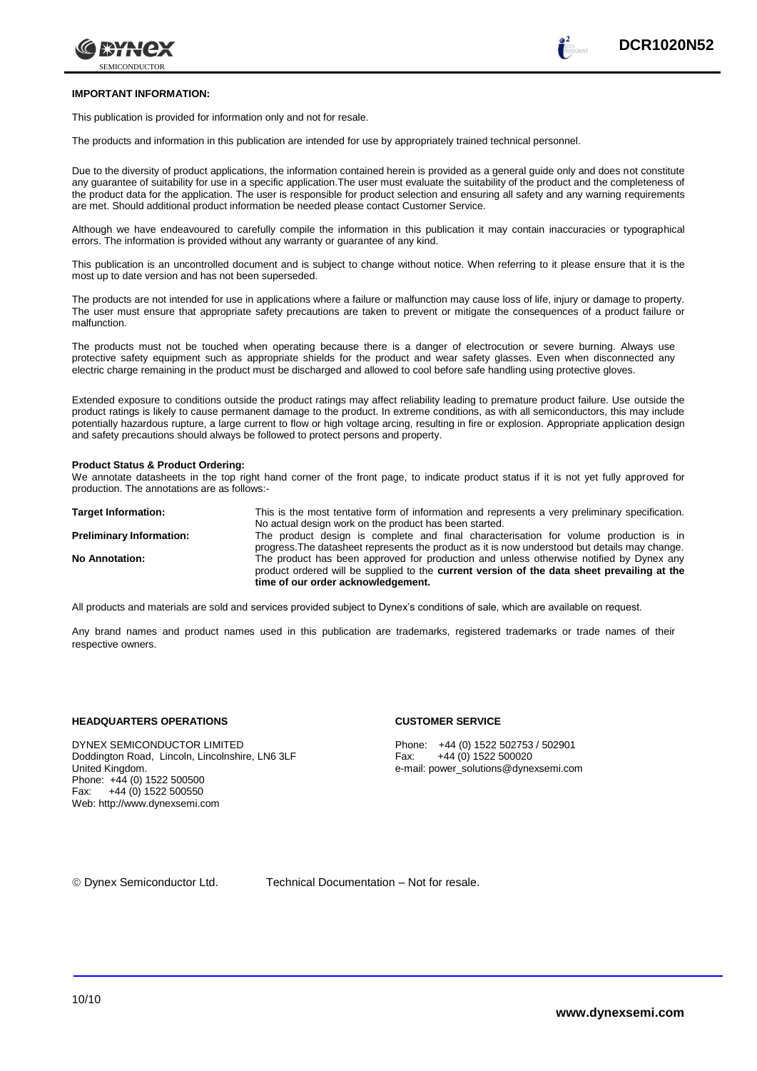**IMPORTANT INFORMATION:**

This publication is provided for information only and not for resale.

The products and information in this publication are intended for use by appropriately trained technical personnel.

Due to the diversity of product applications, the information contained herein is provided as a general guide only and does not constitute any guarantee of suitability for use in a specific application.The user must evaluate the suitability of the product and the completeness of the product data for the application. The user is responsible for product selection and ensuring all safety and any warning requirements are met. Should additional product information be needed please contact Customer Service.

Although we have endeavoured to carefully compile the information in this publication it may contain inaccuracies or typographical errors. The information is provided without any warranty or guarantee of any kind.

This publication is an uncontrolled document and is subject to change without notice. When referring to it please ensure that it is the most up to date version and has not been superseded.

The products are not intended for use in applications where a failure or malfunction may cause loss of life, injury or damage to property. The user must ensure that appropriate safety precautions are taken to prevent or mitigate the consequences of a product failure or malfunction.

The products must not be touched when operating because there is a danger of electrocution or severe burning. Always use protective safety equipment such as appropriate shields for the product and wear safety glasses. Even when disconnected any electric charge remaining in the product must be discharged and allowed to cool before safe handling using protective gloves.

Extended exposure to conditions outside the product ratings may affect reliability leading to premature product failure. Use outside the product ratings is likely to cause permanent damage to the product. In extreme conditions, as with all semiconductors, this may include potentially hazardous rupture, a large current to flow or high voltage arcing, resulting in fire or explosion. Appropriate application design and safety precautions should always be followed to protect persons and property.

**Product Status & Product Ordering:**

We annotate datasheets in the top right hand corner of the front page, to indicate product status if it is not yet fully approved for production. The annotations are as follows:-

| | |
|---|---|
| **Target Information:** | This is the most tentative form of information and represents a very preliminary specification. No actual design work on the product has been started. |
| **Preliminary Information:** | The product design is complete and final characterisation for volume production is in progress.The datasheet represents the product as it is now understood but details may change. |
| **No Annotation:** | The product has been approved for production and unless otherwise notified by Dynex any product ordered will be supplied to the **current version of the data sheet prevailing at the time of our order acknowledgement.** |

All products and materials are sold and services provided subject to Dynex's conditions of sale, which are available on request.

Any brand names and product names used in this publication are trademarks, registered trademarks or trade names of their respective owners.

**HEADQUARTERS OPERATIONS**

DYNEX SEMICONDUCTOR LIMITED
Doddington Road, Lincoln, Lincolnshire, LN6 3LF
United Kingdom.
Phone: +44 (0) 1522 500500
Fax: +44 (0) 1522 500550
Web: http://www.dynexsemi.com

**CUSTOMER SERVICE**

Phone: +44 (0) 1522 502753 / 502901
Fax: +44 (0) 1522 500020
e-mail: power_solutions@dynexsemi.com

© Dynex Semiconductor Ltd. Technical Documentation – Not for resale.